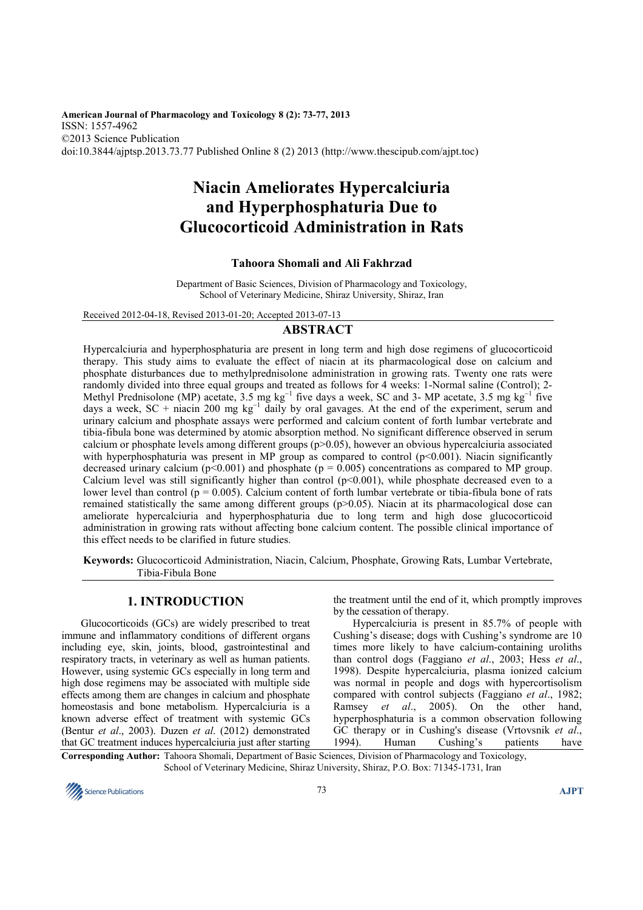American Journal of Pharmacology and Toxicology 8 (2): 73-77, 2013
ISSN: 1557-4962
©2013 Science Publication
doi:10.3844/ajptsp.2013.73.77 Published Online 8 (2) 2013 (http://www.thescipub.com/ajpt.toc)

# Niacin Ameliorates Hypercalciuria and Hyperphosphaturia Due to Glucocorticoid Administration in Rats

**Tahoora Shomali and Ali Fakhrzad**

Department of Basic Sciences, Division of Pharmacology and Toxicology, School of Veterinary Medicine, Shiraz University, Shiraz, Iran

Received 2012-04-18, Revised 2013-01-20; Accepted 2013-07-13

## ABSTRACT

Hypercalciuria and hyperphosphaturia are present in long term and high dose regimens of glucocorticoid therapy. This study aims to evaluate the effect of niacin at its pharmacological dose on calcium and phosphate disturbances due to methylprednisolone administration in growing rats. Twenty one rats were randomly divided into three equal groups and treated as follows for 4 weeks: 1-Normal saline (Control); 2-Methyl Prednisolone (MP) acetate, 3.5 mg $kg^{-1}$ five days a week, SC and 3- MP acetate, 3.5 mg $kg^{-1}$ five days a week, SC + niacin 200 mg $kg^{-1}$ daily by oral gavages. At the end of the experiment, serum and urinary calcium and phosphate assays were performed and calcium content of forth lumbar vertebrate and tibia-fibula bone was determined by atomic absorption method. No significant difference observed in serum calcium or phosphate levels among different groups ($p>0.05$), however an obvious hypercalciuria associated with hyperphosphaturia was present in MP group as compared to control ($p<0.001$). Niacin significantly decreased urinary calcium ($p<0.001$) and phosphate ($p = 0.005$) concentrations as compared to MP group. Calcium level was still significantly higher than control ($p<0.001$), while phosphate decreased even to a lower level than control ($p = 0.005$). Calcium content of forth lumbar vertebrate or tibia-fibula bone of rats remained statistically the same among different groups ($p>0.05$). Niacin at its pharmacological dose can ameliorate hypercalciuria and hyperphosphaturia due to long term and high dose glucocorticoid administration in growing rats without affecting bone calcium content. The possible clinical importance of this effect needs to be clarified in future studies.

**Keywords:** Glucocorticoid Administration, Niacin, Calcium, Phosphate, Growing Rats, Lumbar Vertebrate, Tibia-Fibula Bone

## 1. INTRODUCTION

Glucocorticoids (GCs) are widely prescribed to treat immune and inflammatory conditions of different organs including eye, skin, joints, blood, gastrointestinal and respiratory tracts, in veterinary as well as human patients. However, using systemic GCs especially in long term and high dose regimens may be associated with multiple side effects among them are changes in calcium and phosphate homeostasis and bone metabolism. Hypercalciuria is a known adverse effect of treatment with systemic GCs (Bentur *et al*., 2003). Duzen *et al*. (2012) demonstrated that GC treatment induces hypercalciuria just after starting the treatment until the end of it, which promptly improves by the cessation of therapy.

Hypercalciuria is present in 85.7% of people with Cushing's disease; dogs with Cushing's syndrome are 10 times more likely to have calcium-containing uroliths than control dogs (Faggiano *et al*., 2003; Hess *et al*., 1998). Despite hypercalciuria, plasma ionized calcium was normal in people and dogs with hypercortisolism compared with control subjects (Faggiano *et al*., 1982; Ramsey *et al*., 2005). On the other hand, hyperphosphaturia is a common observation following GC therapy or in Cushing's disease (Vrtovsnik *et al*., 1994). Human Cushing's patients have

**Corresponding Author:** Tahoora Shomali, Department of Basic Sciences, Division of Pharmacology and Toxicology, School of Veterinary Medicine, Shiraz University, Shiraz, P.O. Box: 71345-1731, Iran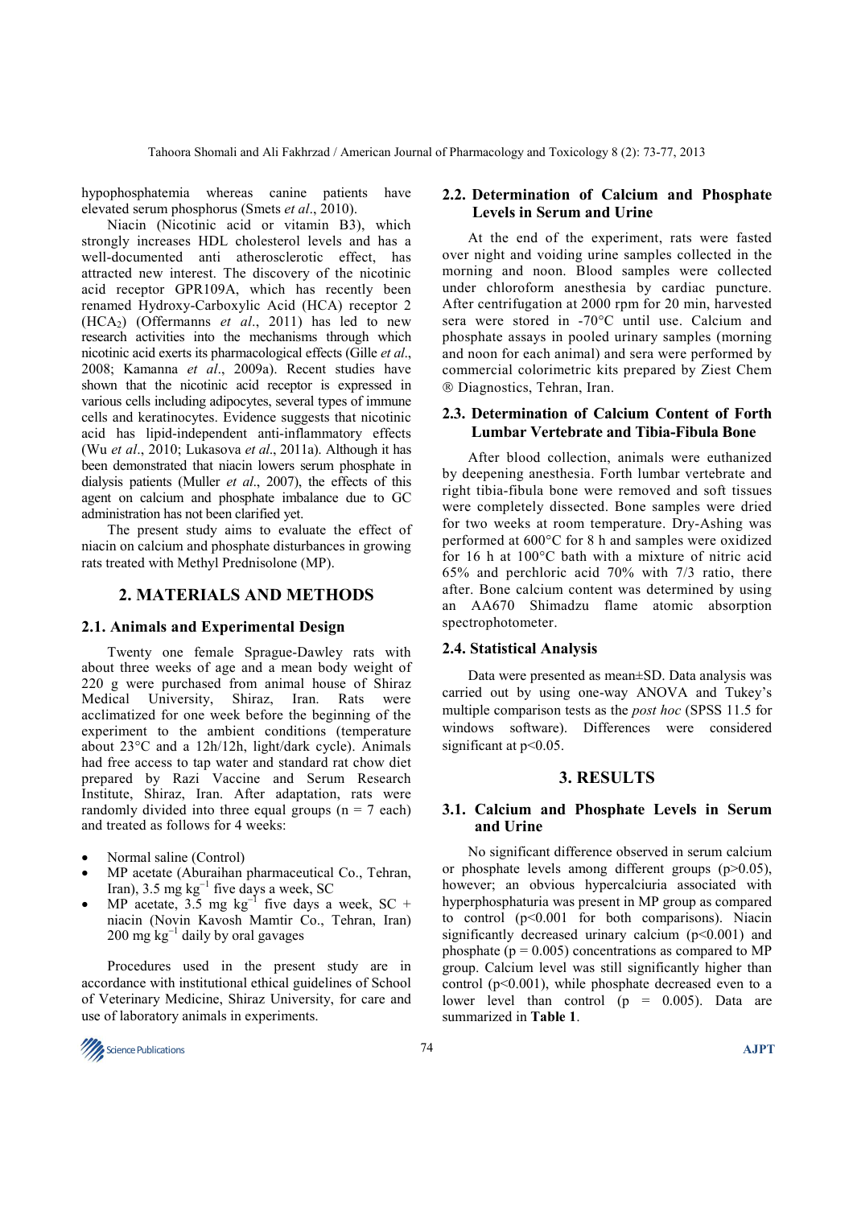hypophosphatemia whereas canine patients have elevated serum phosphorus (Smets *et al*., 2010).

Niacin (Nicotinic acid or vitamin B3), which strongly increases HDL cholesterol levels and has a well-documented anti atherosclerotic effect, has attracted new interest. The discovery of the nicotinic acid receptor GPR109A, which has recently been renamed Hydroxy-Carboxylic Acid (HCA) receptor 2 ($HCA_2$) (Offermanns *et al*., 2011) has led to new research activities into the mechanisms through which nicotinic acid exerts its pharmacological effects (Gille *et al*., 2008; Kamanna *et al*., 2009a). Recent studies have shown that the nicotinic acid receptor is expressed in various cells including adipocytes, several types of immune cells and keratinocytes. Evidence suggests that nicotinic acid has lipid-independent anti-inflammatory effects (Wu *et al*., 2010; Lukasova *et al*., 2011a). Although it has been demonstrated that niacin lowers serum phosphate in dialysis patients (Muller *et al*., 2007), the effects of this agent on calcium and phosphate imbalance due to GC administration has not been clarified yet.

The present study aims to evaluate the effect of niacin on calcium and phosphate disturbances in growing rats treated with Methyl Prednisolone (MP).

## 2. MATERIALS AND METHODS

### 2.1. Animals and Experimental Design

Twenty one female Sprague-Dawley rats with about three weeks of age and a mean body weight of 220 g were purchased from animal house of Shiraz Medical University, Shiraz, Iran. Rats were acclimatized for one week before the beginning of the experiment to the ambient conditions (temperature about 23°C and a 12h/12h, light/dark cycle). Animals had free access to tap water and standard rat chow diet prepared by Razi Vaccine and Serum Research Institute, Shiraz, Iran. After adaptation, rats were randomly divided into three equal groups (n = 7 each) and treated as follows for 4 weeks:

- Normal saline (Control)
- MP acetate (Aburaihan pharmaceutical Co., Tehran, Iran), 3.5 mg $kg^{-1}$ five days a week, SC
- MP acetate, 3.5 mg $kg^{-1}$ five days a week, SC + niacin (Novin Kavosh Mamtir Co., Tehran, Iran) 200 mg $kg^{-1}$ daily by oral gavages

Procedures used in the present study are in accordance with institutional ethical guidelines of School of Veterinary Medicine, Shiraz University, for care and use of laboratory animals in experiments.

### 2.2. Determination of Calcium and Phosphate Levels in Serum and Urine

At the end of the experiment, rats were fasted over night and voiding urine samples collected in the morning and noon. Blood samples were collected under chloroform anesthesia by cardiac puncture. After centrifugation at 2000 rpm for 20 min, harvested sera were stored in -70°C until use. Calcium and phosphate assays in pooled urinary samples (morning and noon for each animal) and sera were performed by commercial colorimetric kits prepared by Ziest Chem ® Diagnostics, Tehran, Iran.

### 2.3. Determination of Calcium Content of Forth Lumbar Vertebrate and Tibia-Fibula Bone

After blood collection, animals were euthanized by deepening anesthesia. Forth lumbar vertebrate and right tibia-fibula bone were removed and soft tissues were completely dissected. Bone samples were dried for two weeks at room temperature. Dry-Ashing was performed at 600°C for 8 h and samples were oxidized for 16 h at 100°C bath with a mixture of nitric acid 65% and perchloric acid 70% with 7/3 ratio, there after. Bone calcium content was determined by using an AA670 Shimadzu flame atomic absorption spectrophotometer.

### 2.4. Statistical Analysis

Data were presented as mean±SD. Data analysis was carried out by using one-way ANOVA and Tukey's multiple comparison tests as the *post hoc* (SPSS 11.5 for windows software). Differences were considered significant at $p<0.05$.

## 3. RESULTS

### 3.1. Calcium and Phosphate Levels in Serum and Urine

No significant difference observed in serum calcium or phosphate levels among different groups ($p>0.05$), however; an obvious hypercalciuria associated with hyperphosphaturia was present in MP group as compared to control ($p<0.001$ for both comparisons). Niacin significantly decreased urinary calcium ($p<0.001$) and phosphate ($p = 0.005$) concentrations as compared to MP group. Calcium level was still significantly higher than control ($p<0.001$), while phosphate decreased even to a lower level than control ($p = 0.005$). Data are summarized in **Table 1**.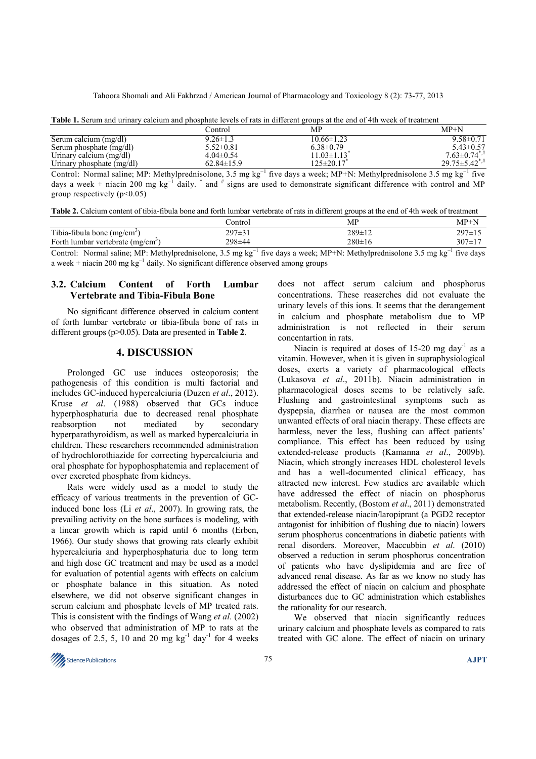**Table 1.** Serum and urinary calcium and phosphate levels of rats in different groups at the end of 4th week of treatment

| | Control | MP | MP+N |
|---|---|---|---|
| Serum calcium (mg/dl) | 9.26±1.3 | 10.66±1.23 | 9.58±0.71 |
| Serum phosphate (mg/dl) | 5.52±0.81 | 6.38±0.79 | 5.43±0.57 |
| Urinary calcium (mg/dl) | 4.04±0.54 | 11.03±1.13* | 7.63±0.74*,# |
| Urinary phosphate (mg/dl) | 62.84±15.9 | 125±20.17* | 29.75±5.42*,# |

Control: Normal saline; MP: Methylprednisolone, 3.5 mg $kg^{-1}$ five days a week; MP+N: Methylprednisolone 3.5 mg $kg^{-1}$ five days a week + niacin 200 mg $kg^{-1}$ daily. * and # signs are used to demonstrate significant difference with control and MP group respectively ($p<0.05$)

**Table 2.** Calcium content of tibia-fibula bone and forth lumbar vertebrate of rats in different groups at the end of 4th week of treatment

| | Control | MP | MP+N |
|---|---|---|---|
| Tibia-fibula bone ($mg/cm^3$) | 297±31 | 289±12 | 297±15 |
| Forth lumbar vertebrate ($mg/cm^3$) | 298±44 | 280±16 | 307±17 |

Control: Normal saline; MP: Methylprednisolone, 3.5 mg $kg^{-1}$ five days a week; MP+N: Methylprednisolone 3.5 mg $kg^{-1}$ five days a week + niacin 200 mg $kg^{-1}$ daily. No significant difference observed among groups

### 3.2. Calcium Content of Forth Lumbar Vertebrate and Tibia-Fibula Bone

No significant difference observed in calcium content of forth lumbar vertebrate or tibia-fibula bone of rats in different groups ($p>0.05$). Data are presented in **Table 2**.

## 4. DISCUSSION

Prolonged GC use induces osteoporosis; the pathogenesis of this condition is multi factorial and includes GC-induced hypercalciuria (Duzen *et al*., 2012). Kruse *et al*. (1988) observed that GCs induce hyperphosphaturia due to decreased renal phosphate reabsorption not mediated by secondary hyperparathyroidism, as well as marked hypercalciuria in children. These researchers recommended administration of hydrochlorothiazide for correcting hypercalciuria and oral phosphate for hypophosphatemia and replacement of over excreted phosphate from kidneys.

Rats were widely used as a model to study the efficacy of various treatments in the prevention of GC-induced bone loss (Li *et al*., 2007). In growing rats, the prevailing activity on the bone surfaces is modeling, with a linear growth which is rapid until 6 months (Erben, 1966). Our study shows that growing rats clearly exhibit hypercalciuria and hyperphosphaturia due to long term and high dose GC treatment and may be used as a model for evaluation of potential agents with effects on calcium or phosphate balance in this situation. As noted elsewhere, we did not observe significant changes in serum calcium and phosphate levels of MP treated rats. This is consistent with the findings of Wang *et al.* (2002) who observed that administration of MP to rats at the dosages of 2.5, 5, 10 and 20 mg $kg^{-1}$ $day^{-1}$ for 4 weeks does not affect serum calcium and phosphorus concentrations. These reaserches did not evaluate the urinary levels of this ions. It seems that the derangement in calcium and phosphate metabolism due to MP administration is not reflected in their serum concentartion in rats.

Niacin is required at doses of 15-20 mg $day^{-1}$ as a vitamin. However, when it is given in supraphysiological doses, exerts a variety of pharmacological effects (Lukasova *et al*., 2011b). Niacin administration in pharmacological doses seems to be relatively safe. Flushing and gastrointestinal symptoms such as dyspepsia, diarrhea or nausea are the most common unwanted effects of oral niacin therapy. These effects are harmless, never the less, flushing can affect patients' compliance. This effect has been reduced by using extended-release products (Kamanna *et al*., 2009b). Niacin, which strongly increases HDL cholesterol levels and has a well-documented clinical efficacy, has attracted new interest. Few studies are available which have addressed the effect of niacin on phosphorus metabolism. Recently, (Bostom *et al*., 2011) demonstrated that extended-release niacin/laropiprant (a PGD2 receptor antagonist for inhibition of flushing due to niacin) lowers serum phosphorus concentrations in diabetic patients with renal disorders. Moreover, Maccubbin *et al*. (2010) observed a reduction in serum phosphorus concentration of patients who have dyslipidemia and are free of advanced renal disease. As far as we know no study has addressed the effect of niacin on calcium and phosphate disturbances due to GC administration which establishes the rationality for our research.

We observed that niacin significantly reduces urinary calcium and phosphate levels as compared to rats treated with GC alone. The effect of niacin on urinary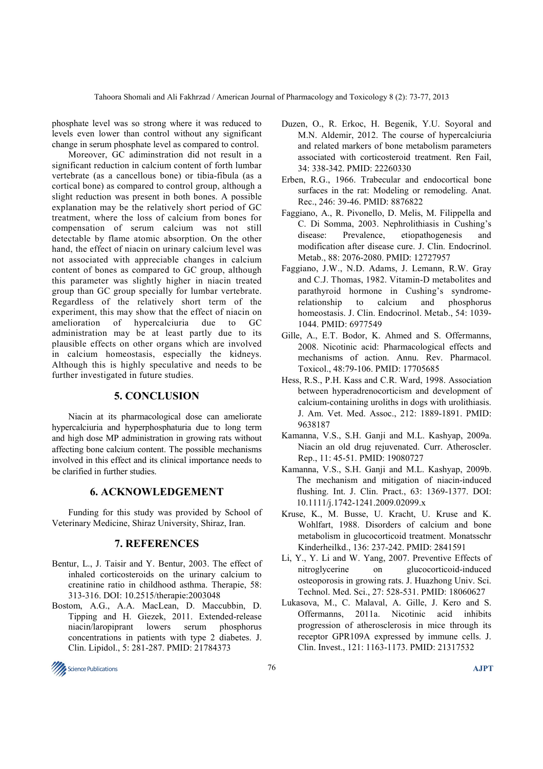phosphate level was so strong where it was reduced to levels even lower than control without any significant change in serum phosphate level as compared to control.

Moreover, GC adiminstration did not result in a significant reduction in calcium content of forth lumbar vertebrate (as a cancellous bone) or tibia-fibula (as a cortical bone) as compared to control group, although a slight reduction was present in both bones. A possible explanation may be the relatively short period of GC treatment, where the loss of calcium from bones for compensation of serum calcium was not still detectable by flame atomic absorption. On the other hand, the effect of niacin on urinary calcium level was not associated with appreciable changes in calcium content of bones as compared to GC group, although this parameter was slightly higher in niacin treated group than GC group specially for lumbar vertebrate. Regardless of the relatively short term of the experiment, this may show that the effect of niacin on amelioration of hypercalciuria due to GC administration may be at least partly due to its plausible effects on other organs which are involved in calcium homeostasis, especially the kidneys. Although this is highly speculative and needs to be further investigated in future studies.

## 5. CONCLUSION

Niacin at its pharmacological dose can ameliorate hypercalciuria and hyperphosphaturia due to long term and high dose MP administration in growing rats without affecting bone calcium content. The possible mechanisms involved in this effect and its clinical importance needs to be clarified in further studies.

## 6. ACKNOWLEDGEMENT

Funding for this study was provided by School of Veterinary Medicine, Shiraz University, Shiraz, Iran.

## 7. REFERENCES

Bentur, L., J. Taisir and Y. Bentur, 2003. The effect of inhaled corticosteroids on the urinary calcium to creatinine ratio in childhood asthma. Therapie, 58: 313-316. DOI: 10.2515/therapie:2003048

Bostom, A.G., A.A. MacLean, D. Maccubbin, D. Tipping and H. Giezek, 2011. Extended-release niacin/laropiprant lowers serum phosphorus concentrations in patients with type 2 diabetes. J. Clin. Lipidol., 5: 281-287. PMID: 21784373

Duzen, O., R. Erkoc, H. Begenik, Y.U. Soyoral and M.N. Aldemir, 2012. The course of hypercalciuria and related markers of bone metabolism parameters associated with corticosteroid treatment. Ren Fail, 34: 338-342. PMID: 22260330

Erben, R.G., 1966. Trabecular and endocortical bone surfaces in the rat: Modeling or remodeling. Anat. Rec., 246: 39-46. PMID: 8876822

Faggiano, A., R. Pivonello, D. Melis, M. Filippella and C. Di Somma, 2003. Nephrolithiasis in Cushing's disease: Prevalence, etiopathogenesis and modification after disease cure. J. Clin. Endocrinol. Metab., 88: 2076-2080. PMID: 12727957

Faggiano, J.W., N.D. Adams, J. Lemann, R.W. Gray and C.J. Thomas, 1982. Vitamin-D metabolites and parathyroid hormone in Cushing's syndrome-relationship to calcium and phosphorus homeostasis. J. Clin. Endocrinol. Metab., 54: 1039-1044. PMID: 6977549

Gille, A., E.T. Bodor, K. Ahmed and S. Offermanns, 2008. Nicotinic acid: Pharmacological effects and mechanisms of action. Annu. Rev. Pharmacol. Toxicol., 48:79-106. PMID: 17705685

Hess, R.S., P.H. Kass and C.R. Ward, 1998. Association between hyperadrenocorticism and development of calcium-containing uroliths in dogs with urolithiasis. J. Am. Vet. Med. Assoc., 212: 1889-1891. PMID: 9638187

Kamanna, V.S., S.H. Ganji and M.L. Kashyap, 2009a. Niacin an old drug rejuvenated. Curr. Atheroscler. Rep., 11: 45-51. PMID: 19080727

Kamanna, V.S., S.H. Ganji and M.L. Kashyap, 2009b. The mechanism and mitigation of niacin-induced flushing. Int. J. Clin. Pract., 63: 1369-1377. DOI: 10.1111/j.1742-1241.2009.02099.x

Kruse, K., M. Busse, U. Kracht, U. Kruse and K. Wohlfart, 1988. Disorders of calcium and bone metabolism in glucocorticoid treatment. Monatsschr Kinderheilkd., 136: 237-242. PMID: 2841591

Li, Y., Y. Li and W. Yang, 2007. Preventive Effects of nitroglycerine on glucocorticoid-induced osteoporosis in growing rats. J. Huazhong Univ. Sci. Technol. Med. Sci., 27: 528-531. PMID: 18060627

Lukasova, M., C. Malaval, A. Gille, J. Kero and S. Offermanns, 2011a. Nicotinic acid inhibits progression of atherosclerosis in mice through its receptor GPR109A expressed by immune cells. J. Clin. Invest., 121: 1163-1173. PMID: 21317532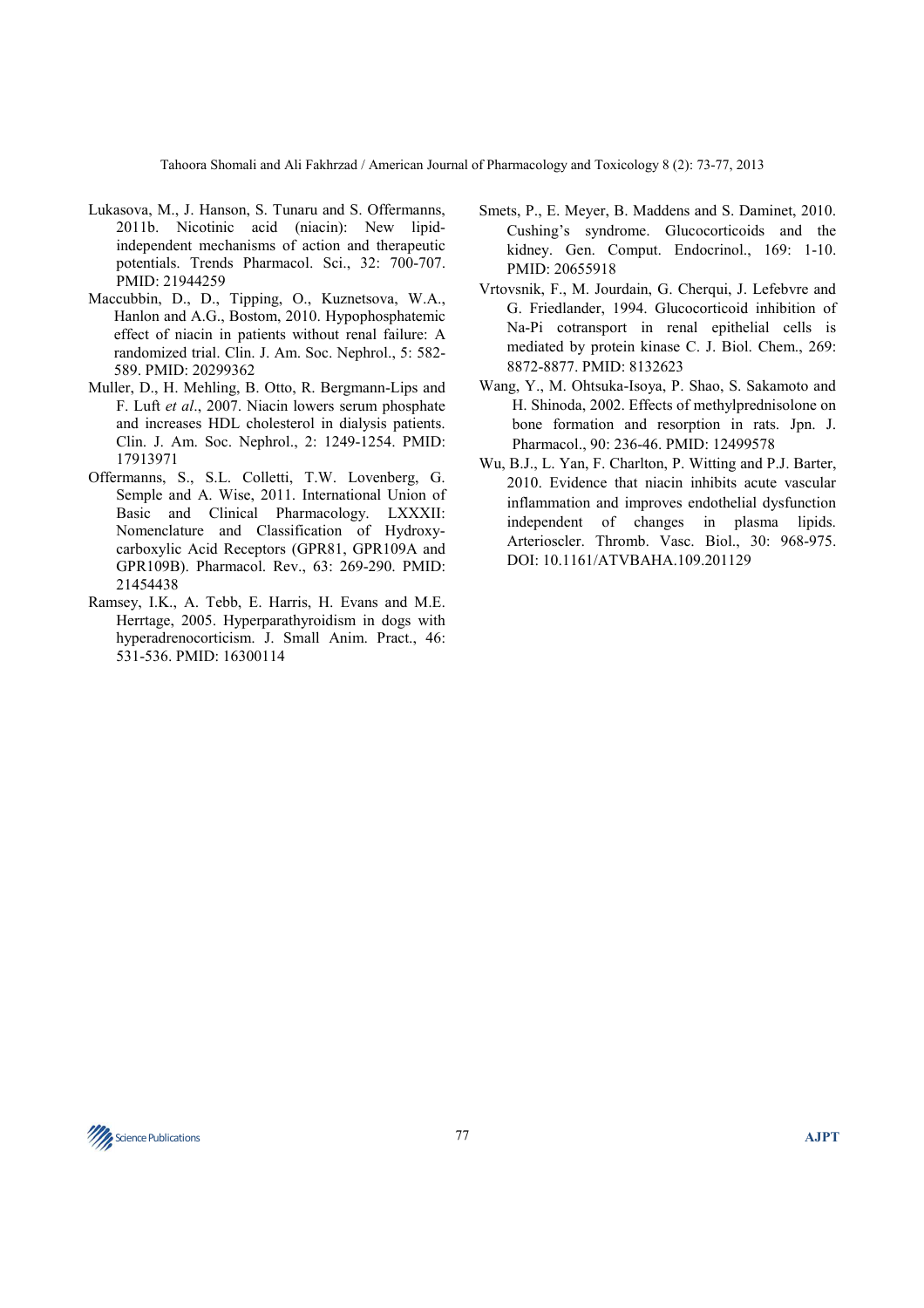Lukasova, M., J. Hanson, S. Tunaru and S. Offermanns, 2011b. Nicotinic acid (niacin): New lipid-independent mechanisms of action and therapeutic potentials. Trends Pharmacol. Sci., 32: 700-707. PMID: 21944259

Maccubbin, D., D., Tipping, O., Kuznetsova, W.A., Hanlon and A.G., Bostom, 2010. Hypophosphatemic effect of niacin in patients without renal failure: A randomized trial. Clin. J. Am. Soc. Nephrol., 5: 582-589. PMID: 20299362

Muller, D., H. Mehling, B. Otto, R. Bergmann-Lips and F. Luft *et al*., 2007. Niacin lowers serum phosphate and increases HDL cholesterol in dialysis patients. Clin. J. Am. Soc. Nephrol., 2: 1249-1254. PMID: 17913971

Offermanns, S., S.L. Colletti, T.W. Lovenberg, G. Semple and A. Wise, 2011. International Union of Basic and Clinical Pharmacology. LXXXII: Nomenclature and Classification of Hydroxy-carboxylic Acid Receptors (GPR81, GPR109A and GPR109B). Pharmacol. Rev., 63: 269-290. PMID: 21454438

Ramsey, I.K., A. Tebb, E. Harris, H. Evans and M.E. Herrtage, 2005. Hyperparathyroidism in dogs with hyperadrenocorticism. J. Small Anim. Pract., 46: 531-536. PMID: 16300114

Smets, P., E. Meyer, B. Maddens and S. Daminet, 2010. Cushing's syndrome. Glucocorticoids and the kidney. Gen. Comput. Endocrinol., 169: 1-10. PMID: 20655918

Vrtovsnik, F., M. Jourdain, G. Cherqui, J. Lefebvre and G. Friedlander, 1994. Glucocorticoid inhibition of Na-Pi cotransport in renal epithelial cells is mediated by protein kinase C. J. Biol. Chem., 269: 8872-8877. PMID: 8132623

Wang, Y., M. Ohtsuka-Isoya, P. Shao, S. Sakamoto and H. Shinoda, 2002. Effects of methylprednisolone on bone formation and resorption in rats. Jpn. J. Pharmacol., 90: 236-46. PMID: 12499578

Wu, B.J., L. Yan, F. Charlton, P. Witting and P.J. Barter, 2010. Evidence that niacin inhibits acute vascular inflammation and improves endothelial dysfunction independent of changes in plasma lipids. Arterioscler. Thromb. Vasc. Biol., 30: 968-975. DOI: 10.1161/ATVBAHA.109.201129